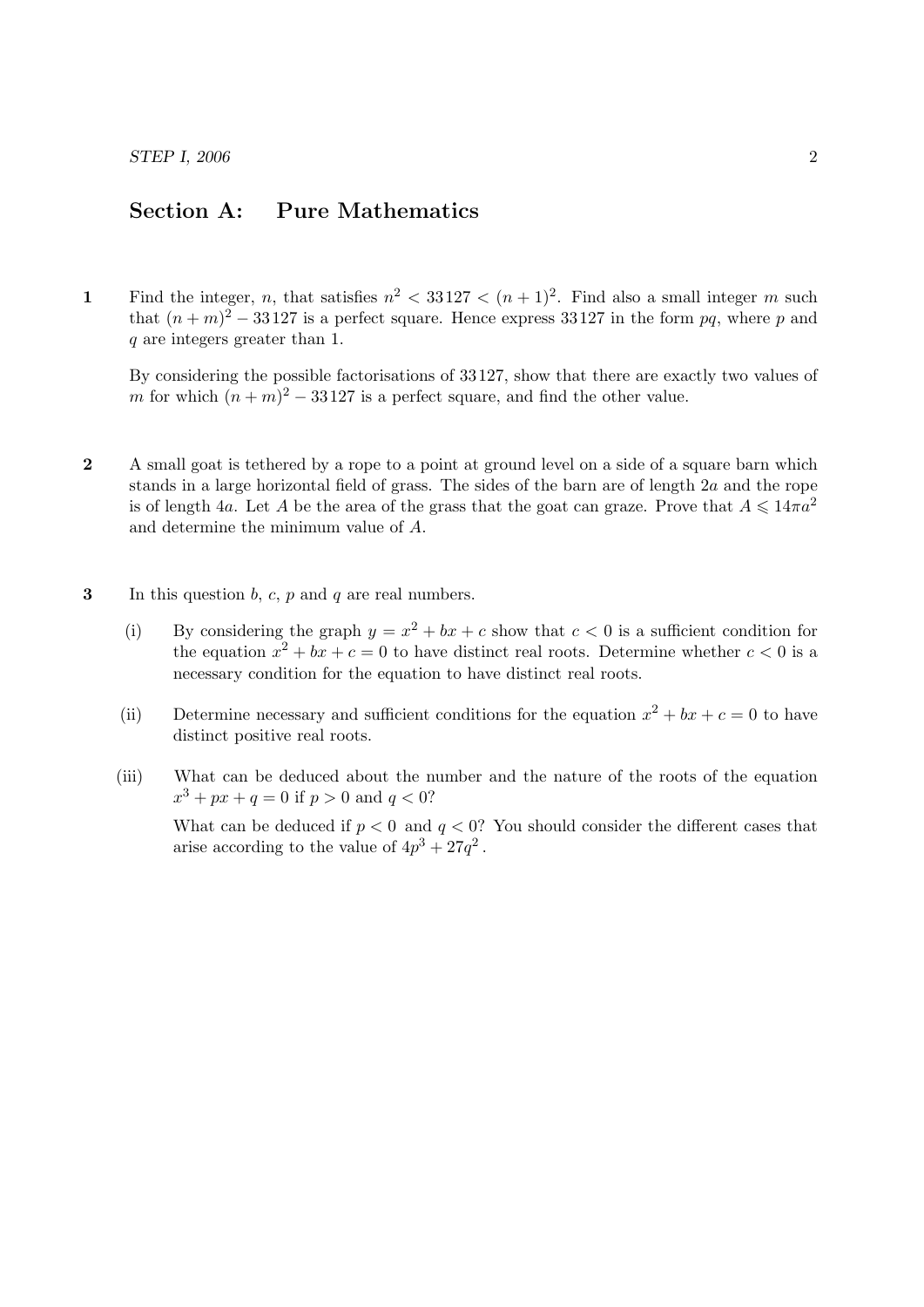## Section A: Pure Mathematics

**1** Find the integer, $n$, that satisfies $n^2 < 33\,127 < (n+1)^2$. Find also a small integer $m$ such that $(n+m)^2 - 33\,127$ is a perfect square. Hence express $33\,127$ in the form $pq$, where $p$ and $q$ are integers greater than 1.

By considering the possible factorisations of $33\,127$, show that there are exactly two values of $m$ for which $(n+m)^2 - 33\,127$ is a perfect square, and find the other value.

**2** A small goat is tethered by a rope to a point at ground level on a side of a square barn which stands in a large horizontal field of grass. The sides of the barn are of length $2a$ and the rope is of length $4a$. Let $A$ be the area of the grass that the goat can graze. Prove that $A \leqslant 14\pi a^2$ and determine the minimum value of $A$.

**3** In this question $b$, $c$, $p$ and $q$ are real numbers.

(i) By considering the graph $y = x^2 + bx + c$ show that $c < 0$ is a sufficient condition for the equation $x^2 + bx + c = 0$ to have distinct real roots. Determine whether $c < 0$ is a necessary condition for the equation to have distinct real roots.

(ii) Determine necessary and sufficient conditions for the equation $x^2 + bx + c = 0$ to have distinct positive real roots.

(iii) What can be deduced about the number and the nature of the roots of the equation $x^3 + px + q = 0$ if $p > 0$ and $q < 0$?

What can be deduced if $p < 0$ and $q < 0$? You should consider the different cases that arise according to the value of $4p^3 + 27q^2$.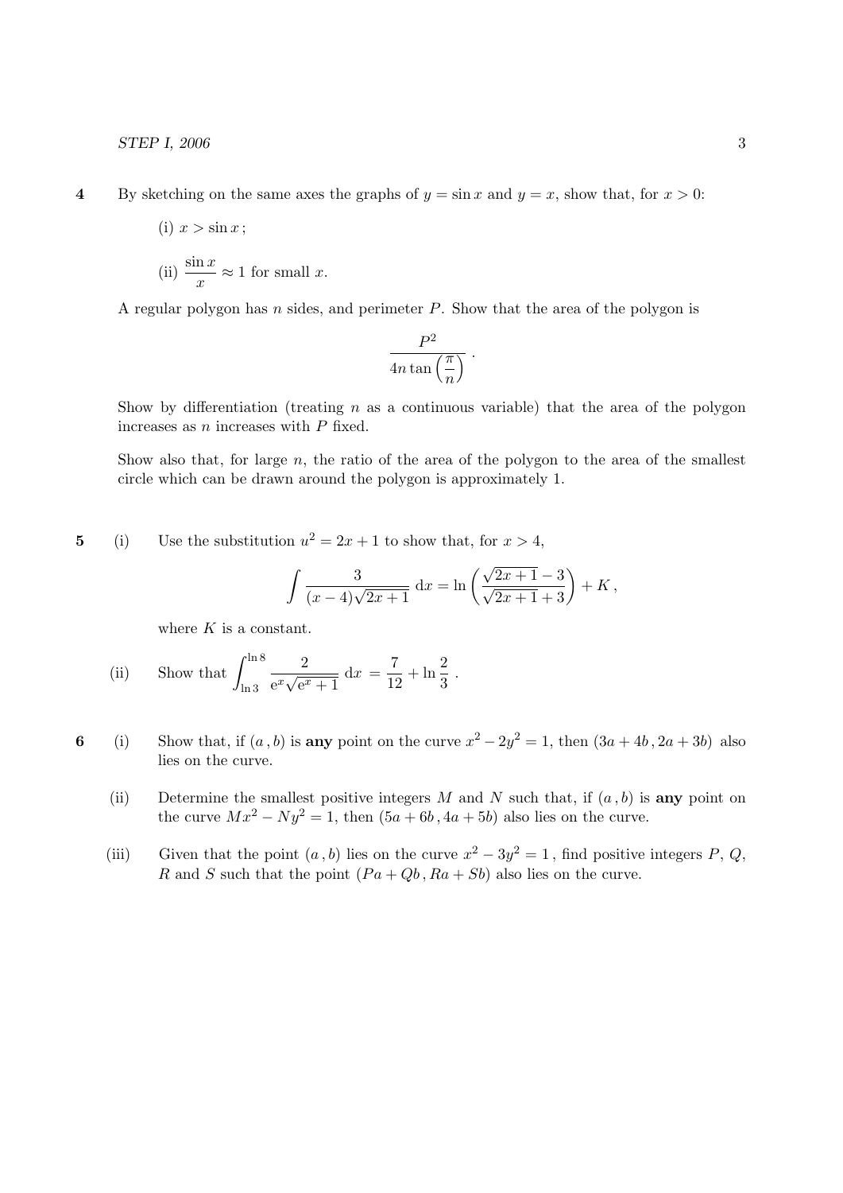**4** By sketching on the same axes the graphs of $y = \sin x$ and $y = x$, show that, for $x > 0$:

(i) $x > \sin x$;

(ii) $\dfrac{\sin x}{x} \approx 1$ for small $x$.

A regular polygon has $n$ sides, and perimeter $P$. Show that the area of the polygon is

$$\frac{P^2}{4n \tan\left(\dfrac{\pi}{n}\right)}\,.$$

Show by differentiation (treating $n$ as a continuous variable) that the area of the polygon increases as $n$ increases with $P$ fixed.

Show also that, for large $n$, the ratio of the area of the polygon to the area of the smallest circle which can be drawn around the polygon is approximately 1.

**5** (i) Use the substitution $u^2 = 2x + 1$ to show that, for $x > 4$,

$$\int \frac{3}{(x-4)\sqrt{2x+1}}\, \mathrm{d}x = \ln\left(\frac{\sqrt{2x+1}-3}{\sqrt{2x+1}+3}\right) + K\,,$$

where $K$ is a constant.

(ii) Show that $\displaystyle\int_{\ln 3}^{\ln 8} \frac{2}{\mathrm{e}^x\sqrt{\mathrm{e}^x+1}}\, \mathrm{d}x = \frac{7}{12} + \ln\frac{2}{3}\,.$

**6** (i) Show that, if $(a\,, b)$ is **any** point on the curve $x^2 - 2y^2 = 1$, then $(3a + 4b\,, 2a + 3b)$ also lies on the curve.

(ii) Determine the smallest positive integers $M$ and $N$ such that, if $(a\,, b)$ is **any** point on the curve $Mx^2 - Ny^2 = 1$, then $(5a + 6b\,, 4a + 5b)$ also lies on the curve.

(iii) Given that the point $(a\,, b)$ lies on the curve $x^2 - 3y^2 = 1$, find positive integers $P$, $Q$, $R$ and $S$ such that the point $(Pa + Qb\,, Ra + Sb)$ also lies on the curve.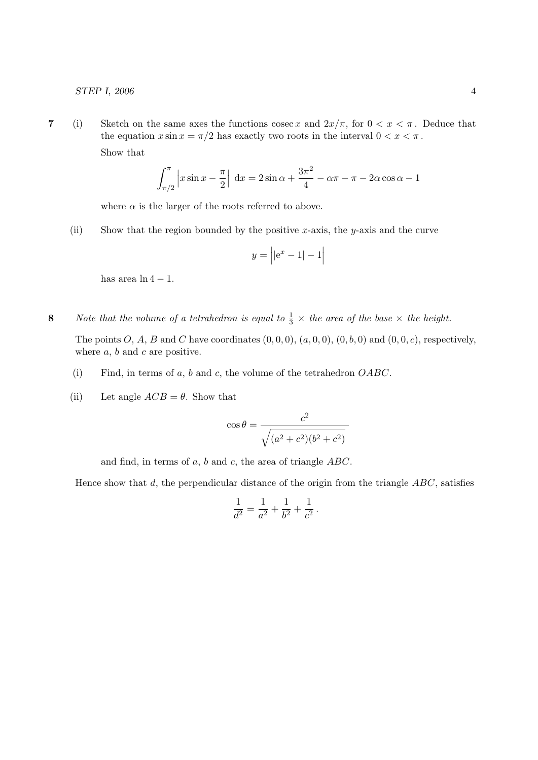**7** (i) Sketch on the same axes the functions $\operatorname{cosec} x$ and $2x/\pi$, for $0 < x < \pi$. Deduce that the equation $x \sin x = \pi/2$ has exactly two roots in the interval $0 < x < \pi$.

Show that

$$\int_{\pi/2}^{\pi} \left| x \sin x - \frac{\pi}{2} \right| \, \mathrm{d}x = 2 \sin \alpha + \frac{3\pi^2}{4} - \alpha\pi - \pi - 2\alpha \cos \alpha - 1$$

where $\alpha$ is the larger of the roots referred to above.

(ii) Show that the region bounded by the positive $x$-axis, the $y$-axis and the curve

$$y = \Big| |\mathrm{e}^x - 1| - 1 \Big|$$

has area $\ln 4 - 1$.

**8** *Note that the volume of a tetrahedron is equal to $\frac{1}{3}$ × the area of the base × the height.*

The points $O$, $A$, $B$ and $C$ have coordinates $(0,0,0)$, $(a,0,0)$, $(0,b,0)$ and $(0,0,c)$, respectively, where $a$, $b$ and $c$ are positive.

(i) Find, in terms of $a$, $b$ and $c$, the volume of the tetrahedron $OABC$.

(ii) Let angle $ACB = \theta$. Show that

$$\cos \theta = \frac{c^2}{\sqrt{(a^2 + c^2)(b^2 + c^2)}}$$

and find, in terms of $a$, $b$ and $c$, the area of triangle $ABC$.

Hence show that $d$, the perpendicular distance of the origin from the triangle $ABC$, satisfies

$$\frac{1}{d^2} = \frac{1}{a^2} + \frac{1}{b^2} + \frac{1}{c^2}\,.$$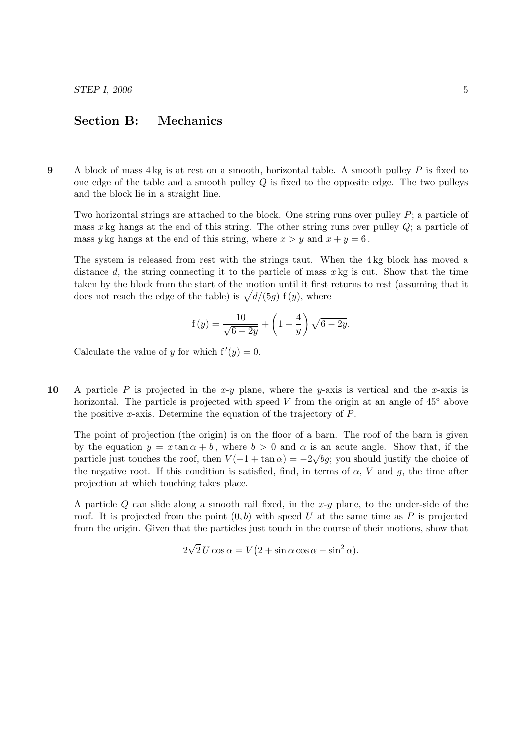## Section B: Mechanics

**9** A block of mass 4 kg is at rest on a smooth, horizontal table. A smooth pulley $P$ is fixed to one edge of the table and a smooth pulley $Q$ is fixed to the opposite edge. The two pulleys and the block lie in a straight line.

Two horizontal strings are attached to the block. One string runs over pulley $P$; a particle of mass $x$ kg hangs at the end of this string. The other string runs over pulley $Q$; a particle of mass $y$ kg hangs at the end of this string, where $x > y$ and $x + y = 6$.

The system is released from rest with the strings taut. When the 4 kg block has moved a distance $d$, the string connecting it to the particle of mass $x$ kg is cut. Show that the time taken by the block from the start of the motion until it first returns to rest (assuming that it does not reach the edge of the table) is $\sqrt{d/(5g)}\,\mathrm{f}(y)$, where

$$\mathrm{f}(y) = \frac{10}{\sqrt{6-2y}} + \left(1 + \frac{4}{y}\right)\sqrt{6-2y}.$$

Calculate the value of $y$ for which $\mathrm{f}'(y) = 0$.

**10** A particle $P$ is projected in the $x$-$y$ plane, where the $y$-axis is vertical and the $x$-axis is horizontal. The particle is projected with speed $V$ from the origin at an angle of $45^\circ$ above the positive $x$-axis. Determine the equation of the trajectory of $P$.

The point of projection (the origin) is on the floor of a barn. The roof of the barn is given by the equation $y = x \tan\alpha + b$, where $b > 0$ and $\alpha$ is an acute angle. Show that, if the particle just touches the roof, then $V(-1 + \tan\alpha) = -2\sqrt{bg}$; you should justify the choice of the negative root. If this condition is satisfied, find, in terms of $\alpha$, $V$ and $g$, the time after projection at which touching takes place.

A particle $Q$ can slide along a smooth rail fixed, in the $x$-$y$ plane, to the under-side of the roof. It is projected from the point $(0, b)$ with speed $U$ at the same time as $P$ is projected from the origin. Given that the particles just touch in the course of their motions, show that

$$2\sqrt{2}\,U\cos\alpha = V\big(2 + \sin\alpha\cos\alpha - \sin^2\alpha\big).$$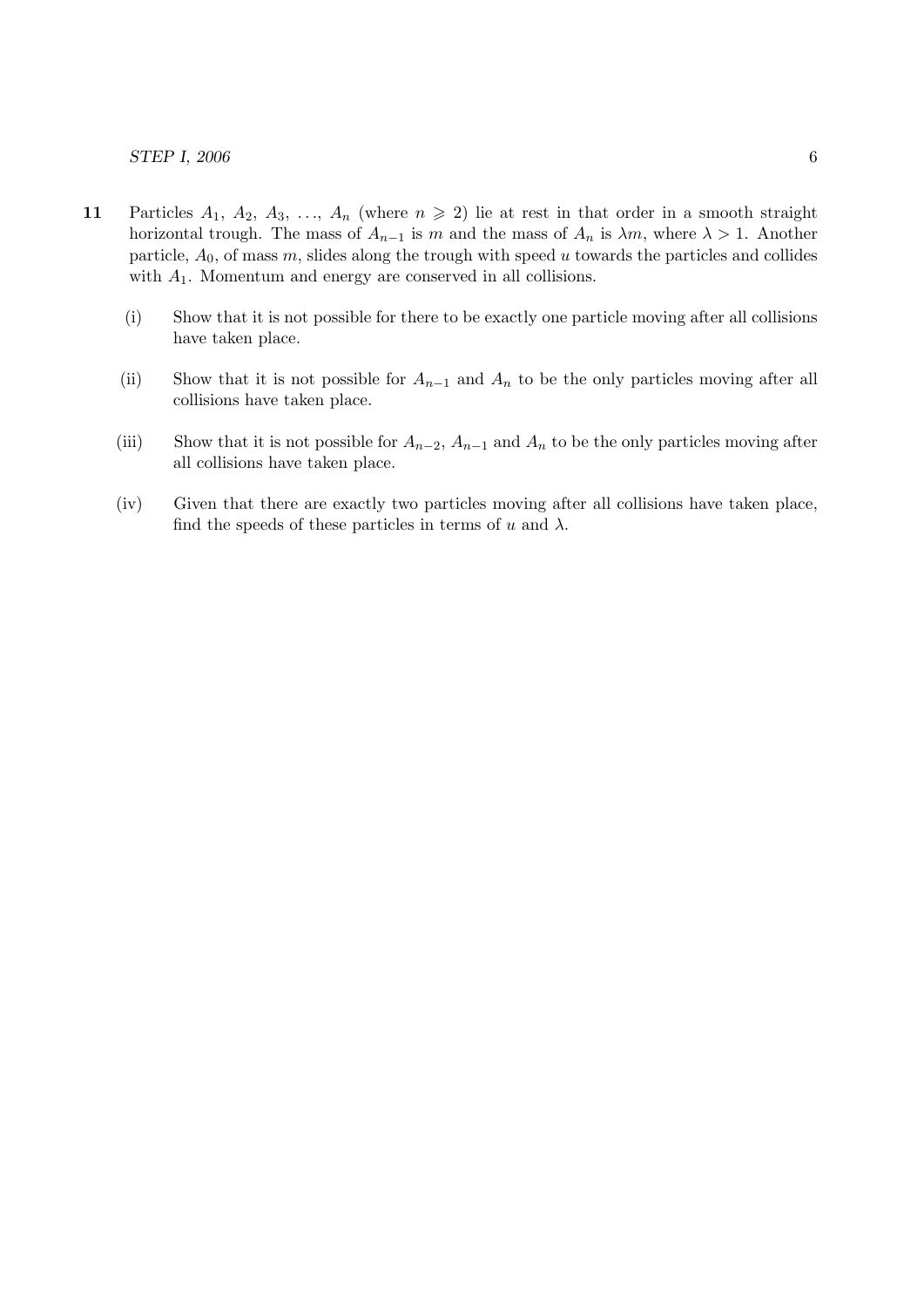**11** Particles $A_1$, $A_2$, $A_3$, …, $A_n$ (where $n \geqslant 2$) lie at rest in that order in a smooth straight horizontal trough. The mass of $A_{n-1}$ is $m$ and the mass of $A_n$ is $\lambda m$, where $\lambda > 1$. Another particle, $A_0$, of mass $m$, slides along the trough with speed $u$ towards the particles and collides with $A_1$. Momentum and energy are conserved in all collisions.

(i) Show that it is not possible for there to be exactly one particle moving after all collisions have taken place.

(ii) Show that it is not possible for $A_{n-1}$ and $A_n$ to be the only particles moving after all collisions have taken place.

(iii) Show that it is not possible for $A_{n-2}$, $A_{n-1}$ and $A_n$ to be the only particles moving after all collisions have taken place.

(iv) Given that there are exactly two particles moving after all collisions have taken place, find the speeds of these particles in terms of $u$ and $\lambda$.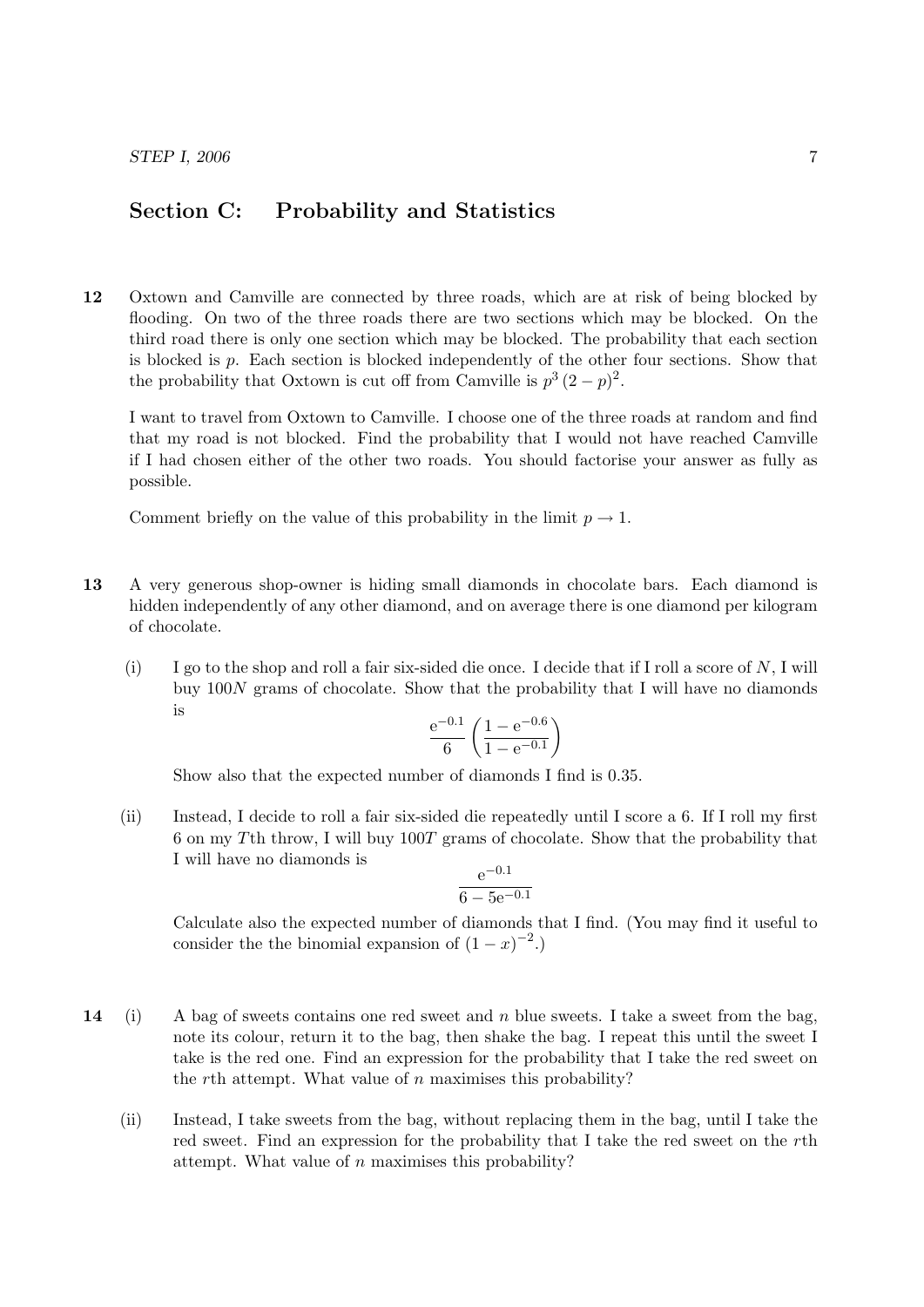## Section C: Probability and Statistics

**12** Oxtown and Camville are connected by three roads, which are at risk of being blocked by flooding. On two of the three roads there are two sections which may be blocked. On the third road there is only one section which may be blocked. The probability that each section is blocked is $p$. Each section is blocked independently of the other four sections. Show that the probability that Oxtown is cut off from Camville is $p^3\,(2-p)^2$.

I want to travel from Oxtown to Camville. I choose one of the three roads at random and find that my road is not blocked. Find the probability that I would not have reached Camville if I had chosen either of the other two roads. You should factorise your answer as fully as possible.

Comment briefly on the value of this probability in the limit $p \to 1$.

**13** A very generous shop-owner is hiding small diamonds in chocolate bars. Each diamond is hidden independently of any other diamond, and on average there is one diamond per kilogram of chocolate.

(i) I go to the shop and roll a fair six-sided die once. I decide that if I roll a score of $N$, I will buy $100N$ grams of chocolate. Show that the probability that I will have no diamonds is

$$\frac{\mathrm{e}^{-0.1}}{6}\left(\frac{1-\mathrm{e}^{-0.6}}{1-\mathrm{e}^{-0.1}}\right)$$

Show also that the expected number of diamonds I find is 0.35.

(ii) Instead, I decide to roll a fair six-sided die repeatedly until I score a 6. If I roll my first 6 on my $T$th throw, I will buy $100T$ grams of chocolate. Show that the probability that I will have no diamonds is

$$\frac{\mathrm{e}^{-0.1}}{6-5\mathrm{e}^{-0.1}}$$

Calculate also the expected number of diamonds that I find. (You may find it useful to consider the the binomial expansion of $(1-x)^{-2}$.)

**14** (i) A bag of sweets contains one red sweet and $n$ blue sweets. I take a sweet from the bag, note its colour, return it to the bag, then shake the bag. I repeat this until the sweet I take is the red one. Find an expression for the probability that I take the red sweet on the $r$th attempt. What value of $n$ maximises this probability?

(ii) Instead, I take sweets from the bag, without replacing them in the bag, until I take the red sweet. Find an expression for the probability that I take the red sweet on the $r$th attempt. What value of $n$ maximises this probability?